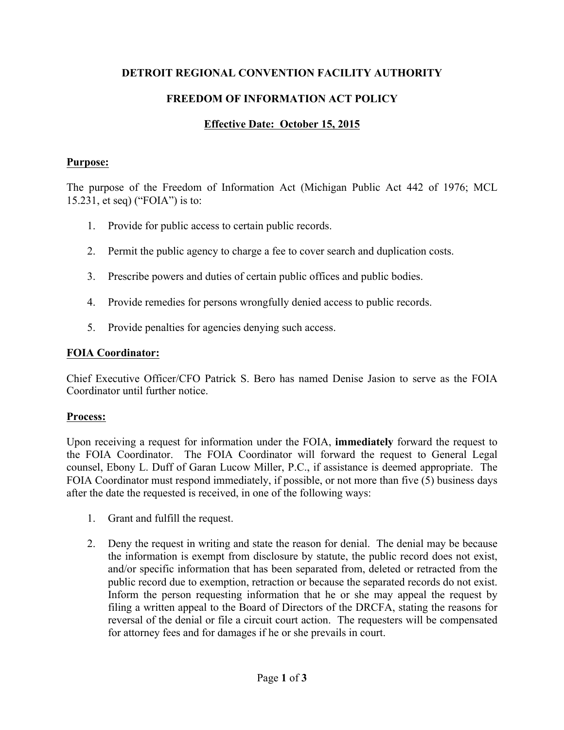# DETROIT REGIONAL CONVENTION FACILITY AUTHORITY

## FREEDOM OF INFORMATION ACT POLICY

**Effective Date: October 15, 2015**

### Purpose:

The purpose of the Freedom of Information Act (Michigan Public Act 442 of 1976; MCL 15.231, et seq) ("FOIA") is to:

1. Provide for public access to certain public records.
2. Permit the public agency to charge a fee to cover search and duplication costs.
3. Prescribe powers and duties of certain public offices and public bodies.
4. Provide remedies for persons wrongfully denied access to public records.
5. Provide penalties for agencies denying such access.

### FOIA Coordinator:

Chief Executive Officer/CFO Patrick S. Bero has named Denise Jasion to serve as the FOIA Coordinator until further notice.

### Process:

Upon receiving a request for information under the FOIA, **immediately** forward the request to the FOIA Coordinator. The FOIA Coordinator will forward the request to General Legal counsel, Ebony L. Duff of Garan Lucow Miller, P.C., if assistance is deemed appropriate. The FOIA Coordinator must respond immediately, if possible, or not more than five (5) business days after the date the requested is received, in one of the following ways:

1. Grant and fulfill the request.
2. Deny the request in writing and state the reason for denial. The denial may be because the information is exempt from disclosure by statute, the public record does not exist, and/or specific information that has been separated from, deleted or retracted from the public record due to exemption, retraction or because the separated records do not exist. Inform the person requesting information that he or she may appeal the request by filing a written appeal to the Board of Directors of the DRCFA, stating the reasons for reversal of the denial or file a circuit court action. The requesters will be compensated for attorney fees and for damages if he or she prevails in court.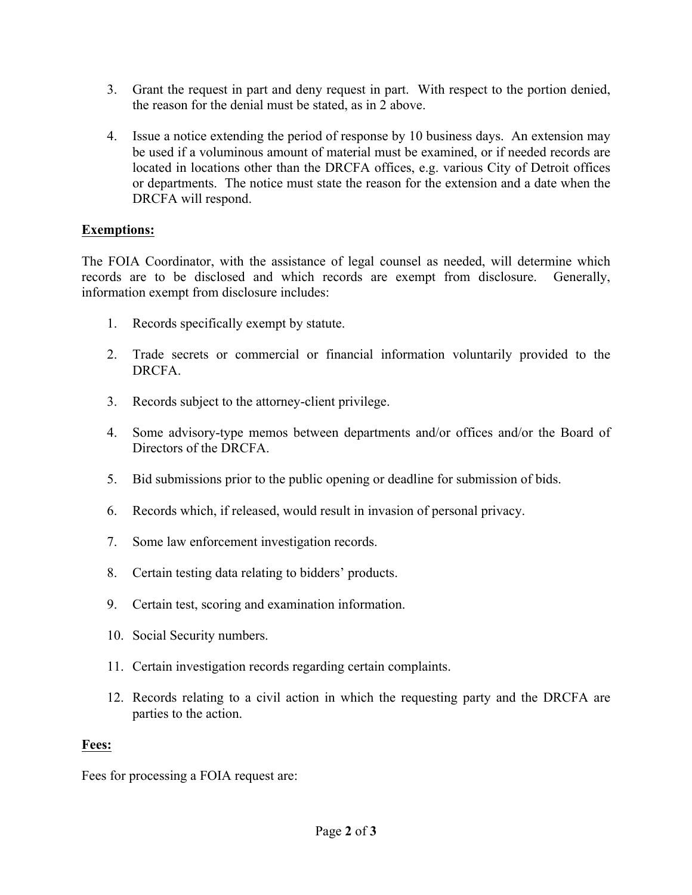3. Grant the request in part and deny request in part. With respect to the portion denied, the reason for the denial must be stated, as in 2 above.

4. Issue a notice extending the period of response by 10 business days. An extension may be used if a voluminous amount of material must be examined, or if needed records are located in locations other than the DRCFA offices, e.g. various City of Detroit offices or departments. The notice must state the reason for the extension and a date when the DRCFA will respond.

**Exemptions:**

The FOIA Coordinator, with the assistance of legal counsel as needed, will determine which records are to be disclosed and which records are exempt from disclosure. Generally, information exempt from disclosure includes:

1. Records specifically exempt by statute.

2. Trade secrets or commercial or financial information voluntarily provided to the DRCFA.

3. Records subject to the attorney-client privilege.

4. Some advisory-type memos between departments and/or offices and/or the Board of Directors of the DRCFA.

5. Bid submissions prior to the public opening or deadline for submission of bids.

6. Records which, if released, would result in invasion of personal privacy.

7. Some law enforcement investigation records.

8. Certain testing data relating to bidders' products.

9. Certain test, scoring and examination information.

10. Social Security numbers.

11. Certain investigation records regarding certain complaints.

12. Records relating to a civil action in which the requesting party and the DRCFA are parties to the action.

**Fees:**

Fees for processing a FOIA request are: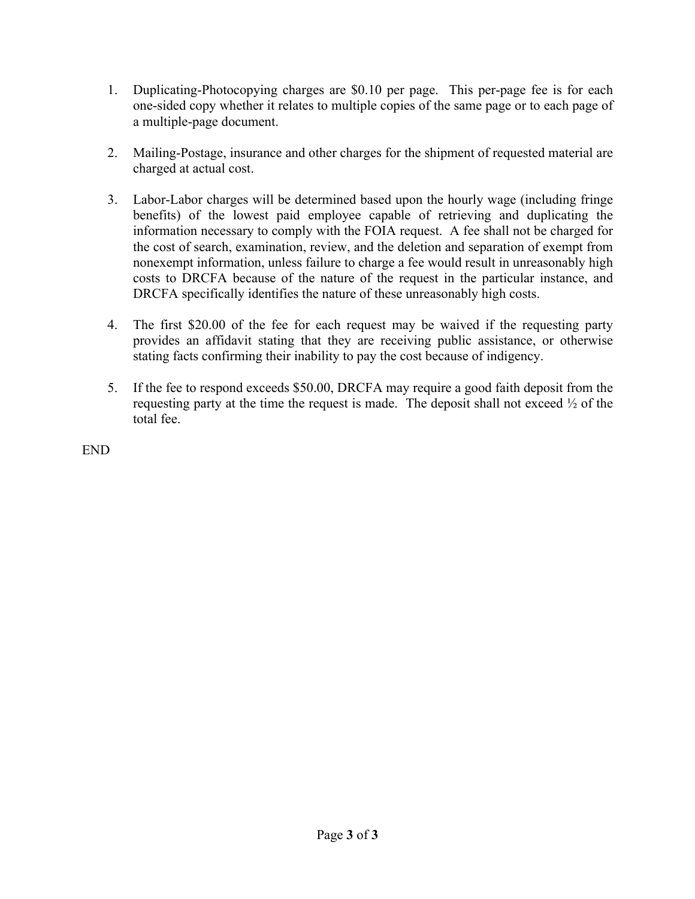1. Duplicating-Photocopying charges are $0.10 per page. This per-page fee is for each one-sided copy whether it relates to multiple copies of the same page or to each page of a multiple-page document.

2. Mailing-Postage, insurance and other charges for the shipment of requested material are charged at actual cost.

3. Labor-Labor charges will be determined based upon the hourly wage (including fringe benefits) of the lowest paid employee capable of retrieving and duplicating the information necessary to comply with the FOIA request. A fee shall not be charged for the cost of search, examination, review, and the deletion and separation of exempt from nonexempt information, unless failure to charge a fee would result in unreasonably high costs to DRCFA because of the nature of the request in the particular instance, and DRCFA specifically identifies the nature of these unreasonably high costs.

4. The first $20.00 of the fee for each request may be waived if the requesting party provides an affidavit stating that they are receiving public assistance, or otherwise stating facts confirming their inability to pay the cost because of indigency.

5. If the fee to respond exceeds $50.00, DRCFA may require a good faith deposit from the requesting party at the time the request is made. The deposit shall not exceed ½ of the total fee.

END